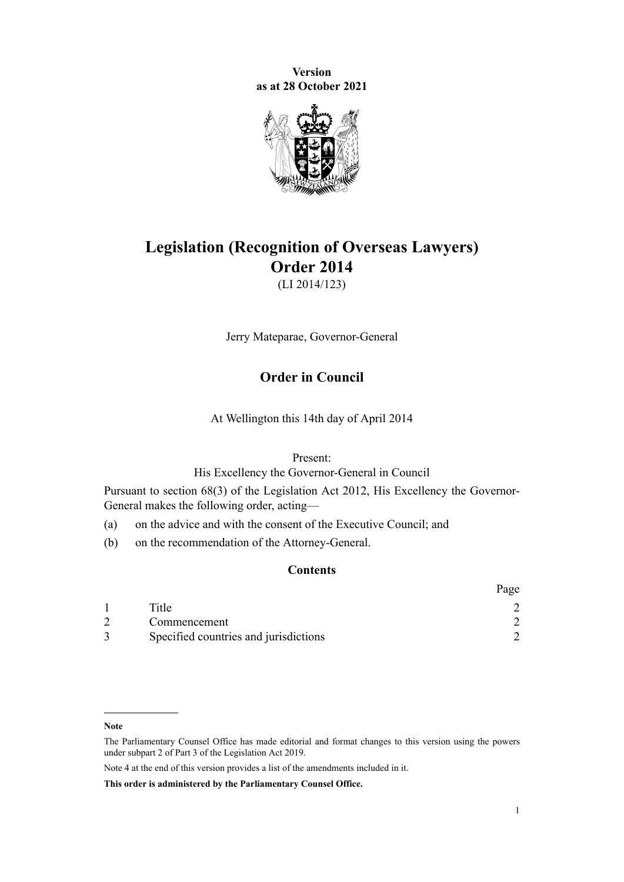**Version as at 28 October 2021**

# Legislation (Recognition of Overseas Lawyers) Order 2014

(LI 2014/123)

Jerry Mateparae, Governor-General

## Order in Council

At Wellington this 14th day of April 2014

Present:
His Excellency the Governor-General in Council

Pursuant to section 68(3) of the Legislation Act 2012, His Excellency the Governor-General makes the following order, acting—

(a) on the advice and with the consent of the Executive Council; and

(b) on the recommendation of the Attorney-General.

### Contents

| | | Page |
|---|---|---|
| 1 | Title | 2 |
| 2 | Commencement | 2 |
| 3 | Specified countries and jurisdictions | 2 |

**Note**

The Parliamentary Counsel Office has made editorial and format changes to this version using the powers under subpart 2 of Part 3 of the Legislation Act 2019.

Note 4 at the end of this version provides a list of the amendments included in it.

**This order is administered by the Parliamentary Counsel Office.**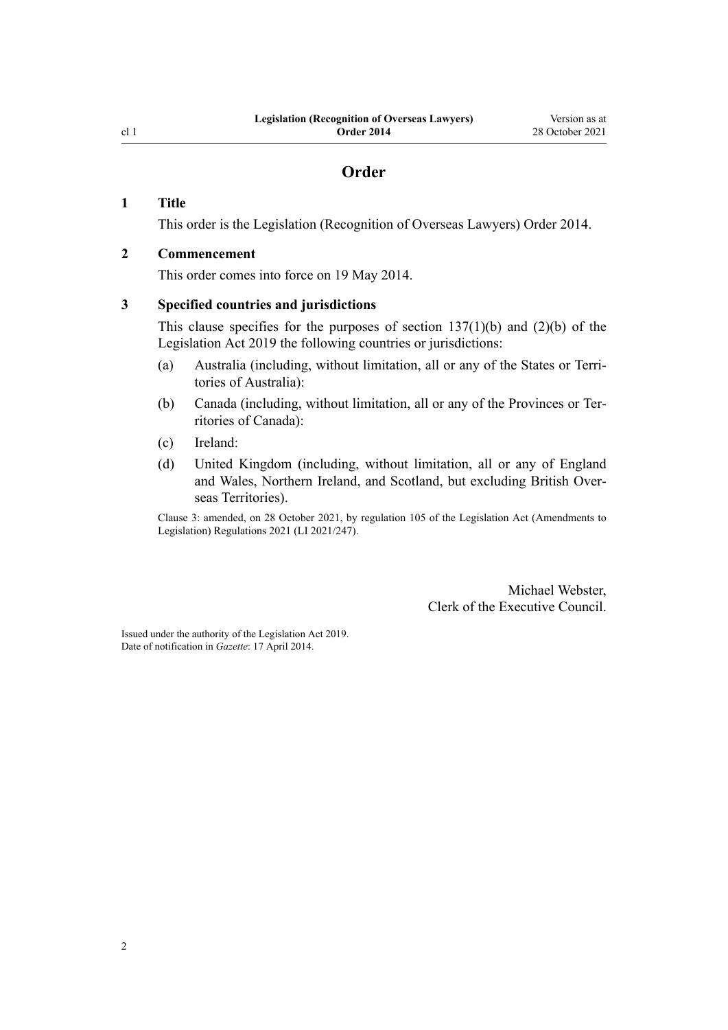# Order

## 1 Title

This order is the Legislation (Recognition of Overseas Lawyers) Order 2014.

## 2 Commencement

This order comes into force on 19 May 2014.

## 3 Specified countries and jurisdictions

This clause specifies for the purposes of section 137(1)(b) and (2)(b) of the Legislation Act 2019 the following countries or jurisdictions:

(a) Australia (including, without limitation, all or any of the States or Territories of Australia):

(b) Canada (including, without limitation, all or any of the Provinces or Territories of Canada):

(c) Ireland:

(d) United Kingdom (including, without limitation, all or any of England and Wales, Northern Ireland, and Scotland, but excluding British Overseas Territories).

Clause 3: amended, on 28 October 2021, by regulation 105 of the Legislation Act (Amendments to Legislation) Regulations 2021 (LI 2021/247).

Michael Webster,
Clerk of the Executive Council.

Issued under the authority of the Legislation Act 2019.
Date of notification in *Gazette*: 17 April 2014.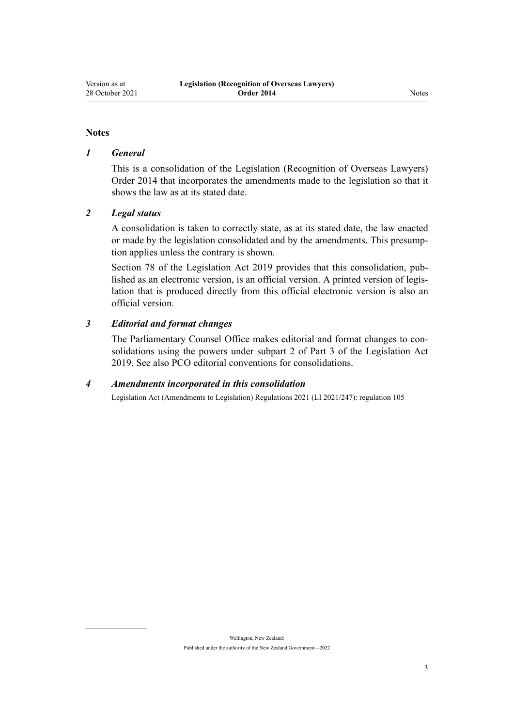## Notes

### *1 General*

This is a consolidation of the Legislation (Recognition of Overseas Lawyers) Order 2014 that incorporates the amendments made to the legislation so that it shows the law as at its stated date.

### *2 Legal status*

A consolidation is taken to correctly state, as at its stated date, the law enacted or made by the legislation consolidated and by the amendments. This presumption applies unless the contrary is shown.

Section 78 of the Legislation Act 2019 provides that this consolidation, published as an electronic version, is an official version. A printed version of legislation that is produced directly from this official electronic version is also an official version.

### *3 Editorial and format changes*

The Parliamentary Counsel Office makes editorial and format changes to consolidations using the powers under subpart 2 of Part 3 of the Legislation Act 2019. See also PCO editorial conventions for consolidations.

### *4 Amendments incorporated in this consolidation*

Legislation Act (Amendments to Legislation) Regulations 2021 (LI 2021/247): regulation 105

Wellington, New Zealand:

Published under the authority of the New Zealand Government—2022